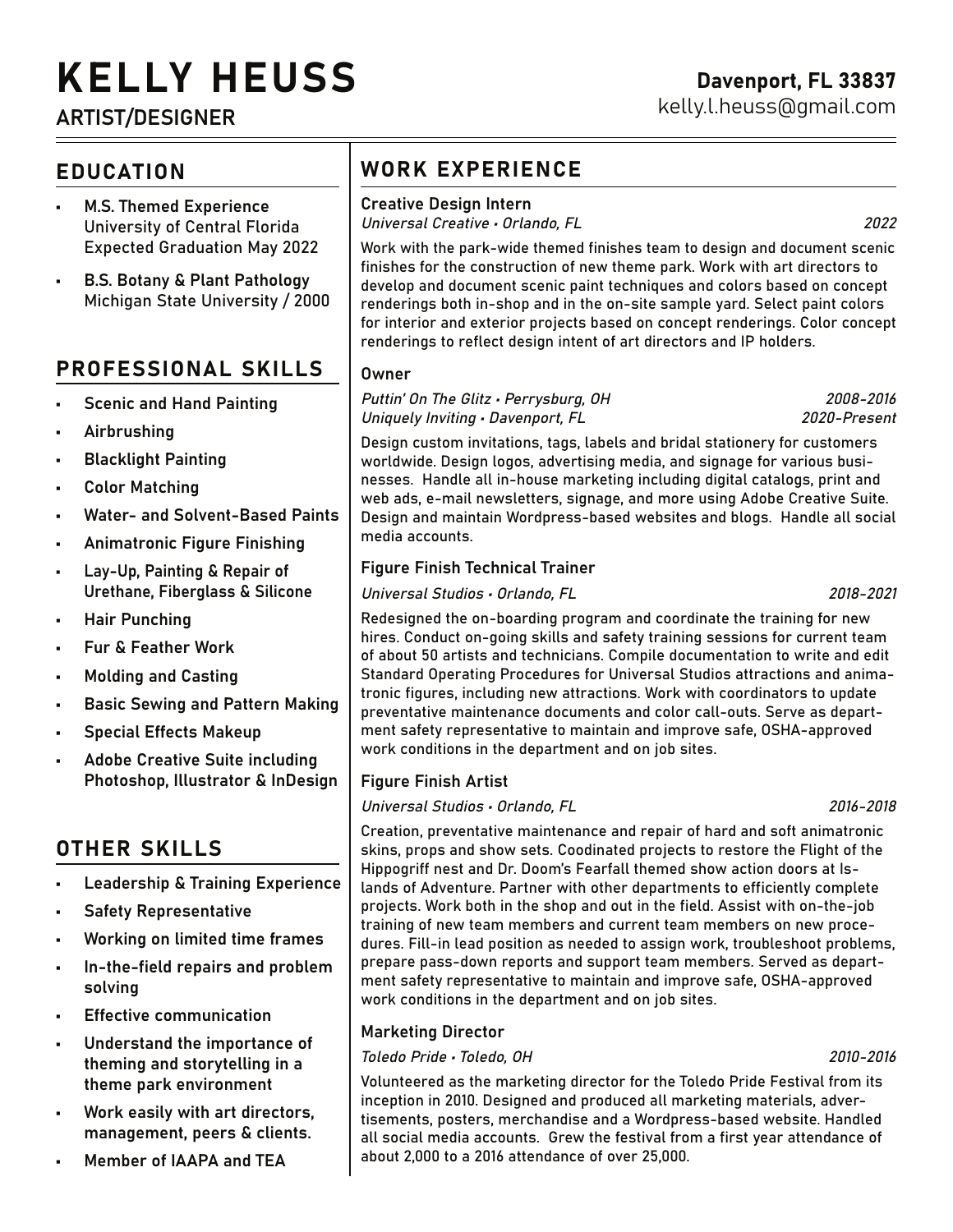# KELLY HEUSS

**ARTIST/DESIGNER**

**Davenport, FL 33837**
kelly.l.heuss@gmail.com

## EDUCATION

- **M.S. Themed Experience**
  University of Central Florida
  Expected Graduation May 2022
- **B.S. Botany & Plant Pathology**
  Michigan State University / 2000

## PROFESSIONAL SKILLS

- Scenic and Hand Painting
- Airbrushing
- Blacklight Painting
- Color Matching
- Water- and Solvent-Based Paints
- Animatronic Figure Finishing
- Lay-Up, Painting & Repair of Urethane, Fiberglass & Silicone
- Hair Punching
- Fur & Feather Work
- Molding and Casting
- Basic Sewing and Pattern Making
- Special Effects Makeup
- Adobe Creative Suite including Photoshop, Illustrator & InDesign

## OTHER SKILLS

- Leadership & Training Experience
- Safety Representative
- Working on limited time frames
- In-the-field repairs and problem solving
- Effective communication
- Understand the importance of theming and storytelling in a theme park environment
- Work easily with art directors, management, peers & clients.
- Member of IAAPA and TEA

## WORK EXPERIENCE

### Creative Design Intern
*Universal Creative • Orlando, FL* — *2022*

Work with the park-wide themed finishes team to design and document scenic finishes for the construction of new theme park. Work with art directors to develop and document scenic paint techniques and colors based on concept renderings both in-shop and in the on-site sample yard. Select paint colors for interior and exterior projects based on concept renderings. Color concept renderings to reflect design intent of art directors and IP holders.

### Owner
*Puttin' On The Glitz • Perrysburg, OH* — *2008-2016*
*Uniquely Inviting • Davenport, FL* — *2020-Present*

Design custom invitations, tags, labels and bridal stationery for customers worldwide. Design logos, advertising media, and signage for various businesses. Handle all in-house marketing including digital catalogs, print and web ads, e-mail newsletters, signage, and more using Adobe Creative Suite. Design and maintain Wordpress-based websites and blogs. Handle all social media accounts.

### Figure Finish Technical Trainer
*Universal Studios • Orlando, FL* — *2018-2021*

Redesigned the on-boarding program and coordinate the training for new hires. Conduct on-going skills and safety training sessions for current team of about 50 artists and technicians. Compile documentation to write and edit Standard Operating Procedures for Universal Studios attractions and animatronic figures, including new attractions. Work with coordinators to update preventative maintenance documents and color call-outs. Serve as department safety representative to maintain and improve safe, OSHA-approved work conditions in the department and on job sites.

### Figure Finish Artist
*Universal Studios • Orlando, FL* — *2016-2018*

Creation, preventative maintenance and repair of hard and soft animatronic skins, props and show sets. Coodinated projects to restore the Flight of the Hippogriff nest and Dr. Doom's Fearfall themed show action doors at Islands of Adventure. Partner with other departments to efficiently complete projects. Work both in the shop and out in the field. Assist with on-the-job training of new team members and current team members on new procedures. Fill-in lead position as needed to assign work, troubleshoot problems, prepare pass-down reports and support team members. Served as department safety representative to maintain and improve safe, OSHA-approved work conditions in the department and on job sites.

### Marketing Director
*Toledo Pride • Toledo, OH* — *2010-2016*

Volunteered as the marketing director for the Toledo Pride Festival from its inception in 2010. Designed and produced all marketing materials, advertisements, posters, merchandise and a Wordpress-based website. Handled all social media accounts. Grew the festival from a first year attendance of about 2,000 to a 2016 attendance of over 25,000.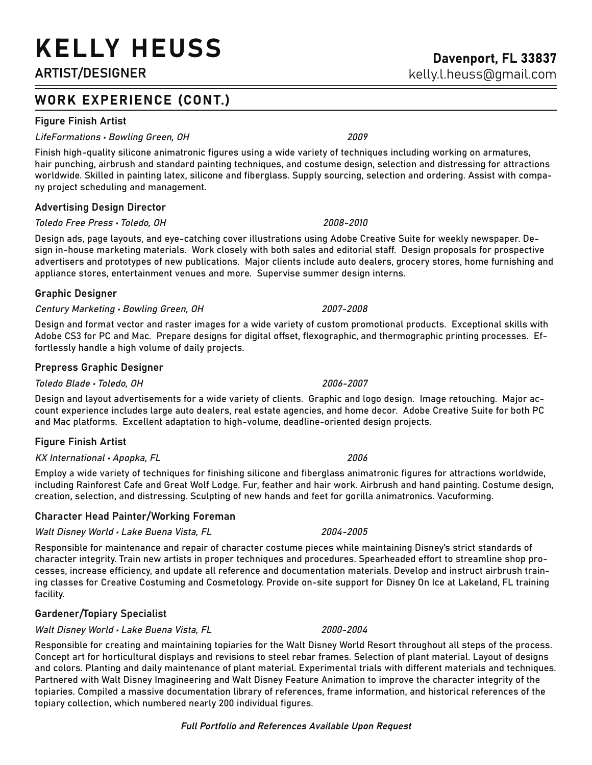# KELLY HEUSS

**Davenport, FL 33837**

## ARTIST/DESIGNER

kelly.l.heuss@gmail.com

## WORK EXPERIENCE (CONT.)

### Figure Finish Artist

*LifeFormations • Bowling Green, OH* *2009*

Finish high-quality silicone animatronic figures using a wide variety of techniques including working on armatures, hair punching, airbrush and standard painting techniques, and costume design, selection and distressing for attractions worldwide. Skilled in painting latex, silicone and fiberglass. Supply sourcing, selection and ordering. Assist with company project scheduling and management.

### Advertising Design Director

*Toledo Free Press • Toledo, OH* *2008-2010*

Design ads, page layouts, and eye-catching cover illustrations using Adobe Creative Suite for weekly newspaper. Design in-house marketing materials. Work closely with both sales and editorial staff. Design proposals for prospective advertisers and prototypes of new publications. Major clients include auto dealers, grocery stores, home furnishing and appliance stores, entertainment venues and more. Supervise summer design interns.

### Graphic Designer

*Century Marketing • Bowling Green, OH* *2007-2008*

Design and format vector and raster images for a wide variety of custom promotional products. Exceptional skills with Adobe CS3 for PC and Mac. Prepare designs for digital offset, flexographic, and thermographic printing processes. Effortlessly handle a high volume of daily projects.

### Prepress Graphic Designer

*Toledo Blade • Toledo, OH* *2006-2007*

Design and layout advertisements for a wide variety of clients. Graphic and logo design. Image retouching. Major account experience includes large auto dealers, real estate agencies, and home decor. Adobe Creative Suite for both PC and Mac platforms. Excellent adaptation to high-volume, deadline-oriented design projects.

### Figure Finish Artist

*KX International • Apopka, FL* *2006*

Employ a wide variety of techniques for finishing silicone and fiberglass animatronic figures for attractions worldwide, including Rainforest Cafe and Great Wolf Lodge. Fur, feather and hair work. Airbrush and hand painting. Costume design, creation, selection, and distressing. Sculpting of new hands and feet for gorilla animatronics. Vacuforming.

### Character Head Painter/Working Foreman

*Walt Disney World • Lake Buena Vista, FL* *2004-2005*

Responsible for maintenance and repair of character costume pieces while maintaining Disney's strict standards of character integrity. Train new artists in proper techniques and procedures. Spearheaded effort to streamline shop processes, increase efficiency, and update all reference and documentation materials. Develop and instruct airbrush training classes for Creative Costuming and Cosmetology. Provide on-site support for Disney On Ice at Lakeland, FL training facility.

### Gardener/Topiary Specialist

*Walt Disney World • Lake Buena Vista, FL* *2000-2004*

Responsible for creating and maintaining topiaries for the Walt Disney World Resort throughout all steps of the process. Concept art for horticultural displays and revisions to steel rebar frames. Selection of plant material. Layout of designs and colors. Planting and daily maintenance of plant material. Experimental trials with different materials and techniques. Partnered with Walt Disney Imagineering and Walt Disney Feature Animation to improve the character integrity of the topiaries. Compiled a massive documentation library of references, frame information, and historical references of the topiary collection, which numbered nearly 200 individual figures.

***Full Portfolio and References Available Upon Request***